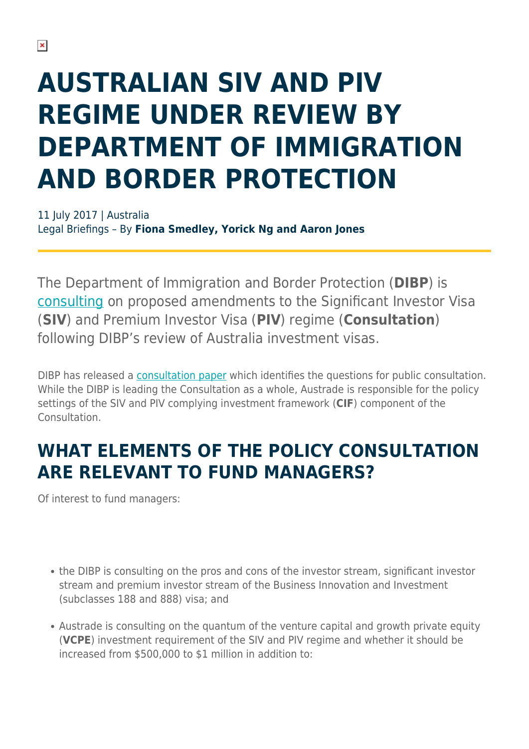# AUSTRALIAN SIV AND PIV REGIME UNDER REVIEW BY DEPARTMENT OF IMMIGRATION AND BORDER PROTECTION

11 July 2017 | Australia
Legal Briefings – By **Fiona Smedley, Yorick Ng and Aaron Jones**

The Department of Immigration and Border Protection (**DIBP**) is consulting on proposed amendments to the Significant Investor Visa (**SIV**) and Premium Investor Visa (**PIV**) regime (**Consultation**) following DIBP's review of Australia investment visas.

DIBP has released a consultation paper which identifies the questions for public consultation. While the DIBP is leading the Consultation as a whole, Austrade is responsible for the policy settings of the SIV and PIV complying investment framework (**CIF**) component of the Consultation.

## WHAT ELEMENTS OF THE POLICY CONSULTATION ARE RELEVANT TO FUND MANAGERS?

Of interest to fund managers:

- the DIBP is consulting on the pros and cons of the investor stream, significant investor stream and premium investor stream of the Business Innovation and Investment (subclasses 188 and 888) visa; and
- Austrade is consulting on the quantum of the venture capital and growth private equity (**VCPE**) investment requirement of the SIV and PIV regime and whether it should be increased from $500,000 to $1 million in addition to: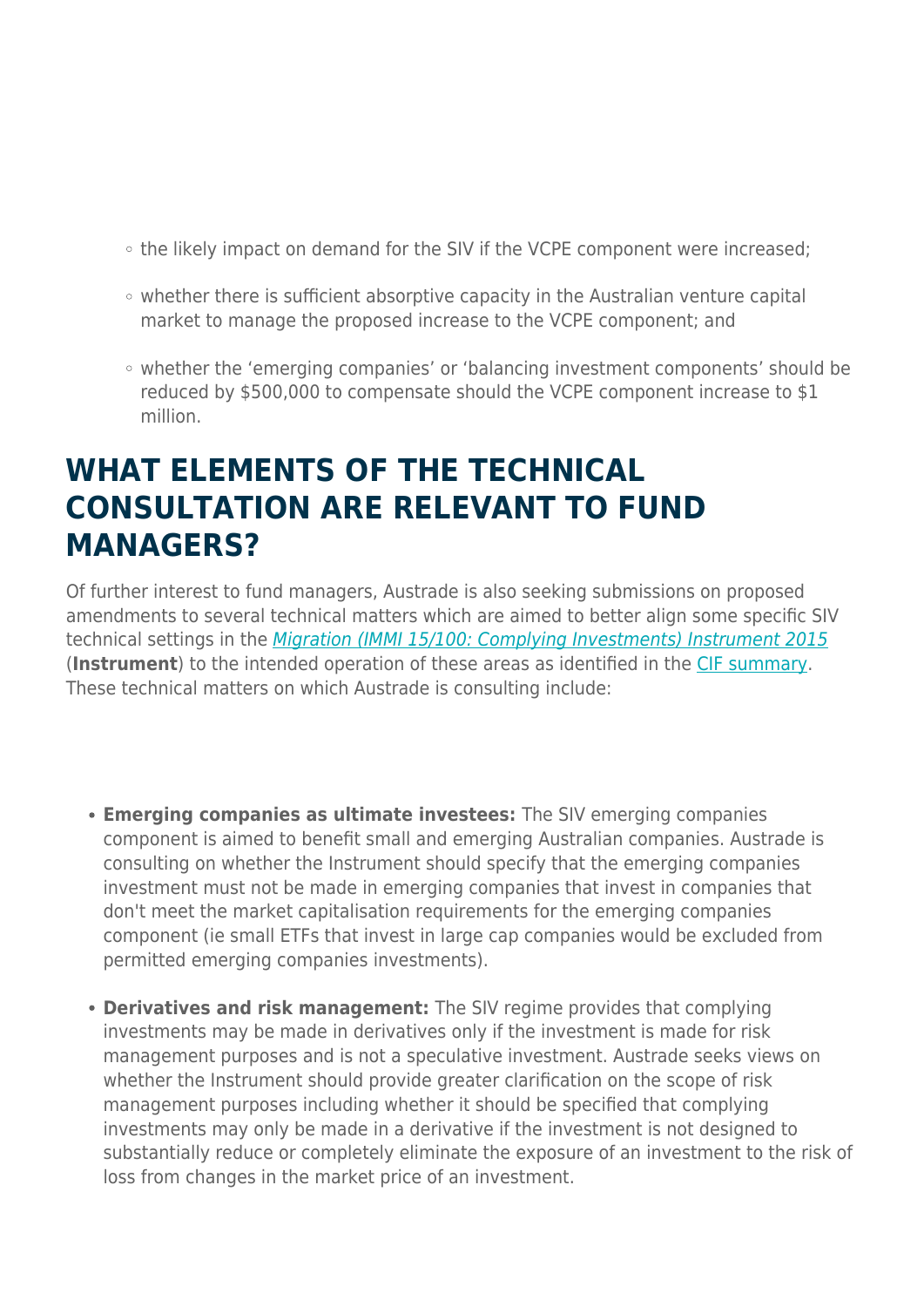- the likely impact on demand for the SIV if the VCPE component were increased;
- whether there is sufficient absorptive capacity in the Australian venture capital market to manage the proposed increase to the VCPE component; and
- whether the 'emerging companies' or 'balancing investment components' should be reduced by $500,000 to compensate should the VCPE component increase to $1 million.

## WHAT ELEMENTS OF THE TECHNICAL CONSULTATION ARE RELEVANT TO FUND MANAGERS?

Of further interest to fund managers, Austrade is also seeking submissions on proposed amendments to several technical matters which are aimed to better align some specific SIV technical settings in the *Migration (IMMI 15/100: Complying Investments) Instrument 2015* (**Instrument**) to the intended operation of these areas as identified in the CIF summary. These technical matters on which Austrade is consulting include:

- **Emerging companies as ultimate investees:** The SIV emerging companies component is aimed to benefit small and emerging Australian companies. Austrade is consulting on whether the Instrument should specify that the emerging companies investment must not be made in emerging companies that invest in companies that don't meet the market capitalisation requirements for the emerging companies component (ie small ETFs that invest in large cap companies would be excluded from permitted emerging companies investments).
- **Derivatives and risk management:** The SIV regime provides that complying investments may be made in derivatives only if the investment is made for risk management purposes and is not a speculative investment. Austrade seeks views on whether the Instrument should provide greater clarification on the scope of risk management purposes including whether it should be specified that complying investments may only be made in a derivative if the investment is not designed to substantially reduce or completely eliminate the exposure of an investment to the risk of loss from changes in the market price of an investment.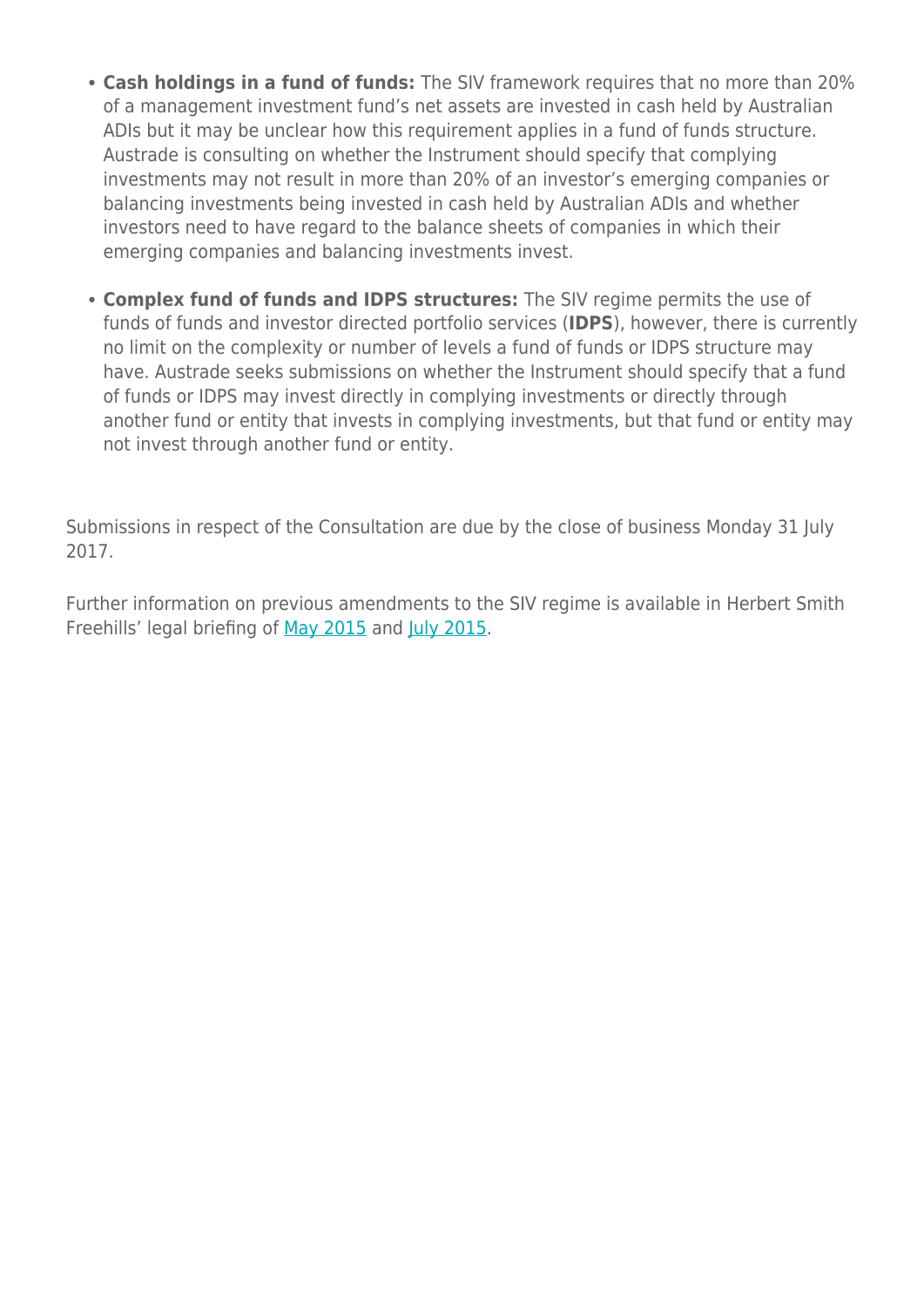- **Cash holdings in a fund of funds:** The SIV framework requires that no more than 20% of a management investment fund's net assets are invested in cash held by Australian ADIs but it may be unclear how this requirement applies in a fund of funds structure. Austrade is consulting on whether the Instrument should specify that complying investments may not result in more than 20% of an investor's emerging companies or balancing investments being invested in cash held by Australian ADIs and whether investors need to have regard to the balance sheets of companies in which their emerging companies and balancing investments invest.
- **Complex fund of funds and IDPS structures:** The SIV regime permits the use of funds of funds and investor directed portfolio services (**IDPS**), however, there is currently no limit on the complexity or number of levels a fund of funds or IDPS structure may have. Austrade seeks submissions on whether the Instrument should specify that a fund of funds or IDPS may invest directly in complying investments or directly through another fund or entity that invests in complying investments, but that fund or entity may not invest through another fund or entity.

Submissions in respect of the Consultation are due by the close of business Monday 31 July 2017.

Further information on previous amendments to the SIV regime is available in Herbert Smith Freehills' legal briefing of [May 2015] and [July 2015].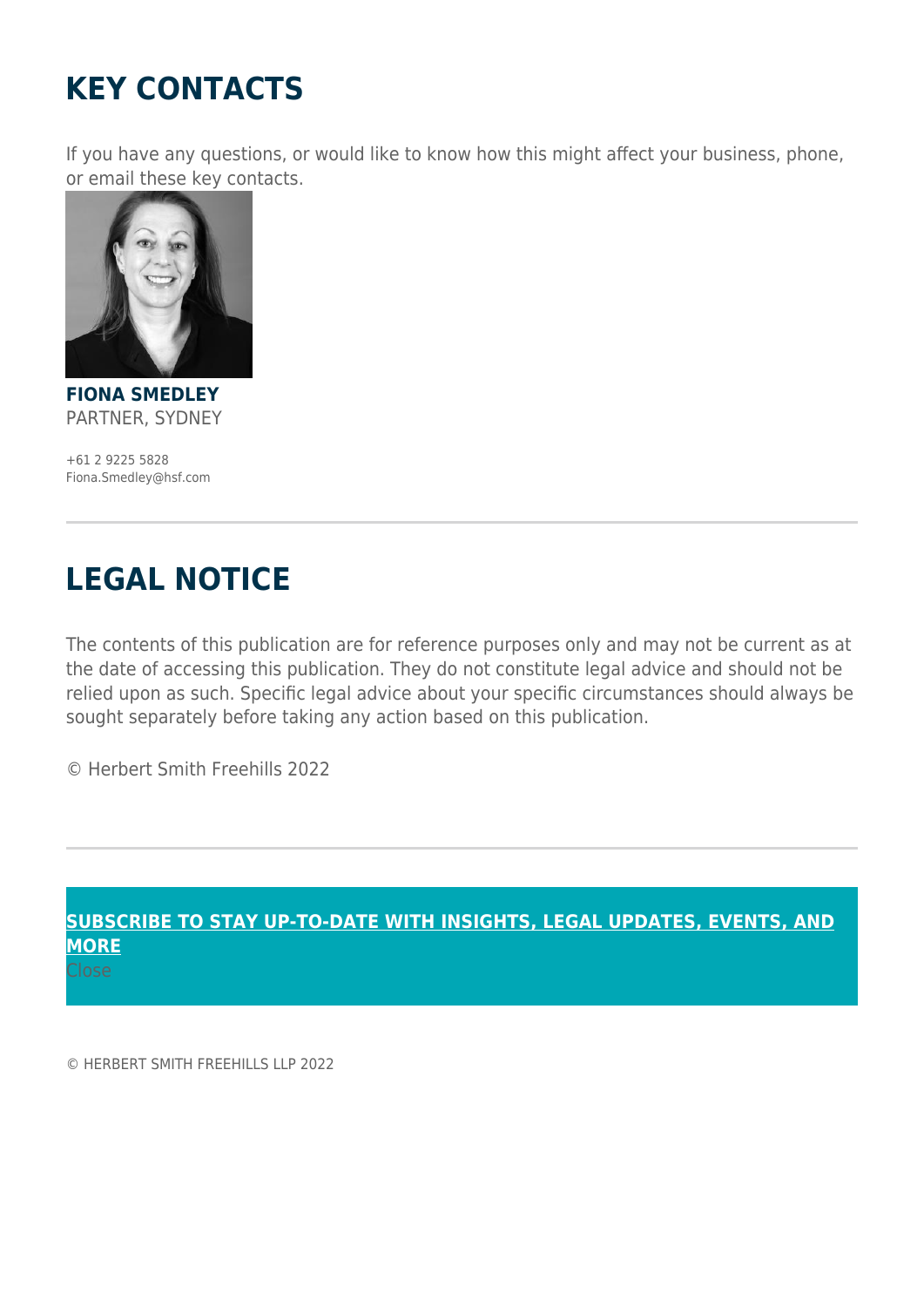## KEY CONTACTS

If you have any questions, or would like to know how this might affect your business, phone, or email these key contacts.

**FIONA SMEDLEY**
PARTNER, SYDNEY

+61 2 9225 5828
Fiona.Smedley@hsf.com

---

## LEGAL NOTICE

The contents of this publication are for reference purposes only and may not be current as at the date of accessing this publication. They do not constitute legal advice and should not be relied upon as such. Specific legal advice about your specific circumstances should always be sought separately before taking any action based on this publication.

© Herbert Smith Freehills 2022

---

**SUBSCRIBE TO STAY UP-TO-DATE WITH INSIGHTS, LEGAL UPDATES, EVENTS, AND MORE**

Close

© HERBERT SMITH FREEHILLS LLP 2022